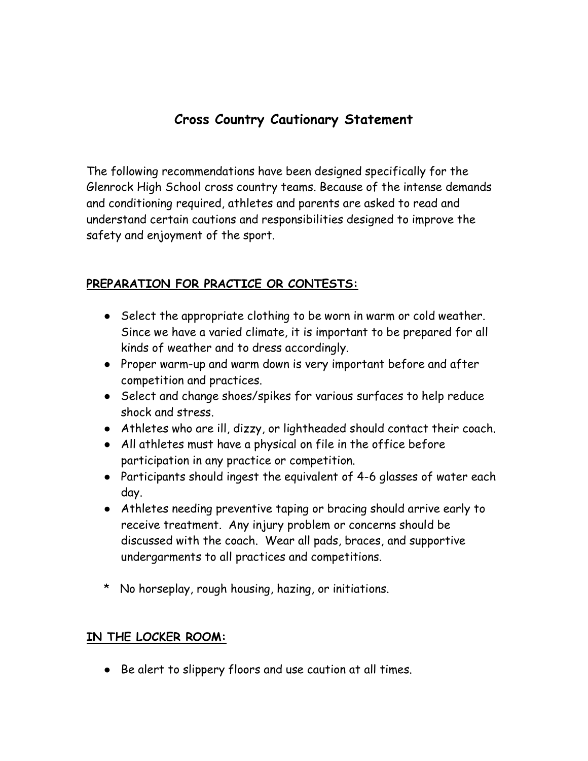# Cross Country Cautionary Statement

The following recommendations have been designed specifically for the Glenrock High School cross country teams. Because of the intense demands and conditioning required, athletes and parents are asked to read and understand certain cautions and responsibilities designed to improve the safety and enjoyment of the sport.

## PREPARATION FOR PRACTICE OR CONTESTS:

- Select the appropriate clothing to be worn in warm or cold weather. Since we have a varied climate, it is important to be prepared for all kinds of weather and to dress accordingly.
- Proper warm-up and warm down is very important before and after competition and practices.
- Select and change shoes/spikes for various surfaces to help reduce shock and stress.
- Athletes who are ill, dizzy, or lightheaded should contact their coach.
- All athletes must have a physical on file in the office before participation in any practice or competition.
- Participants should ingest the equivalent of 4-6 glasses of water each day.
- Athletes needing preventive taping or bracing should arrive early to receive treatment. Any injury problem or concerns should be discussed with the coach. Wear all pads, braces, and supportive undergarments to all practices and competitions.

\* No horseplay, rough housing, hazing, or initiations.

## IN THE LOCKER ROOM:

- Be alert to slippery floors and use caution at all times.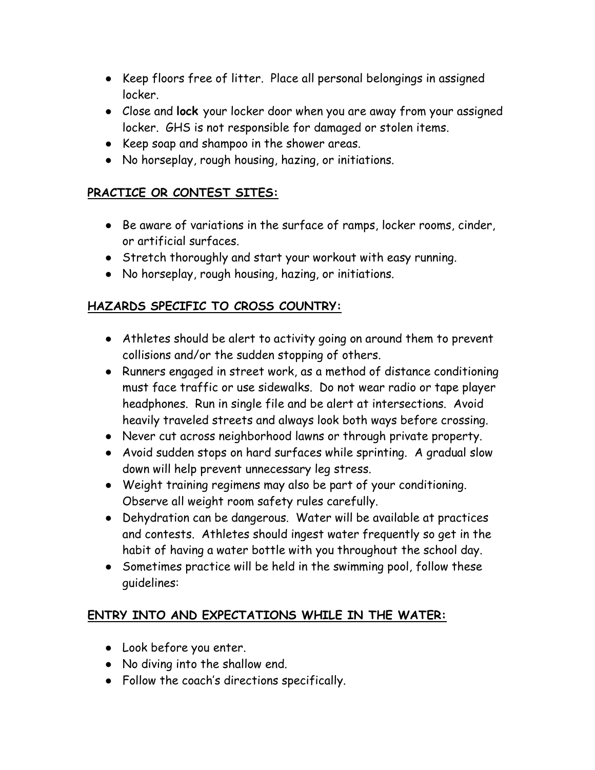- Keep floors free of litter. Place all personal belongings in assigned locker.
- Close and **lock** your locker door when you are away from your assigned locker. GHS is not responsible for damaged or stolen items.
- Keep soap and shampoo in the shower areas.
- No horseplay, rough housing, hazing, or initiations.

## **PRACTICE OR CONTEST SITES:**

- Be aware of variations in the surface of ramps, locker rooms, cinder, or artificial surfaces.
- Stretch thoroughly and start your workout with easy running.
- No horseplay, rough housing, hazing, or initiations.

## **HAZARDS SPECIFIC TO CROSS COUNTRY:**

- Athletes should be alert to activity going on around them to prevent collisions and/or the sudden stopping of others.
- Runners engaged in street work, as a method of distance conditioning must face traffic or use sidewalks. Do not wear radio or tape player headphones. Run in single file and be alert at intersections. Avoid heavily traveled streets and always look both ways before crossing.
- Never cut across neighborhood lawns or through private property.
- Avoid sudden stops on hard surfaces while sprinting. A gradual slow down will help prevent unnecessary leg stress.
- Weight training regimens may also be part of your conditioning. Observe all weight room safety rules carefully.
- Dehydration can be dangerous. Water will be available at practices and contests. Athletes should ingest water frequently so get in the habit of having a water bottle with you throughout the school day.
- Sometimes practice will be held in the swimming pool, follow these guidelines:

## **ENTRY INTO AND EXPECTATIONS WHILE IN THE WATER:**

- Look before you enter.
- No diving into the shallow end.
- Follow the coach's directions specifically.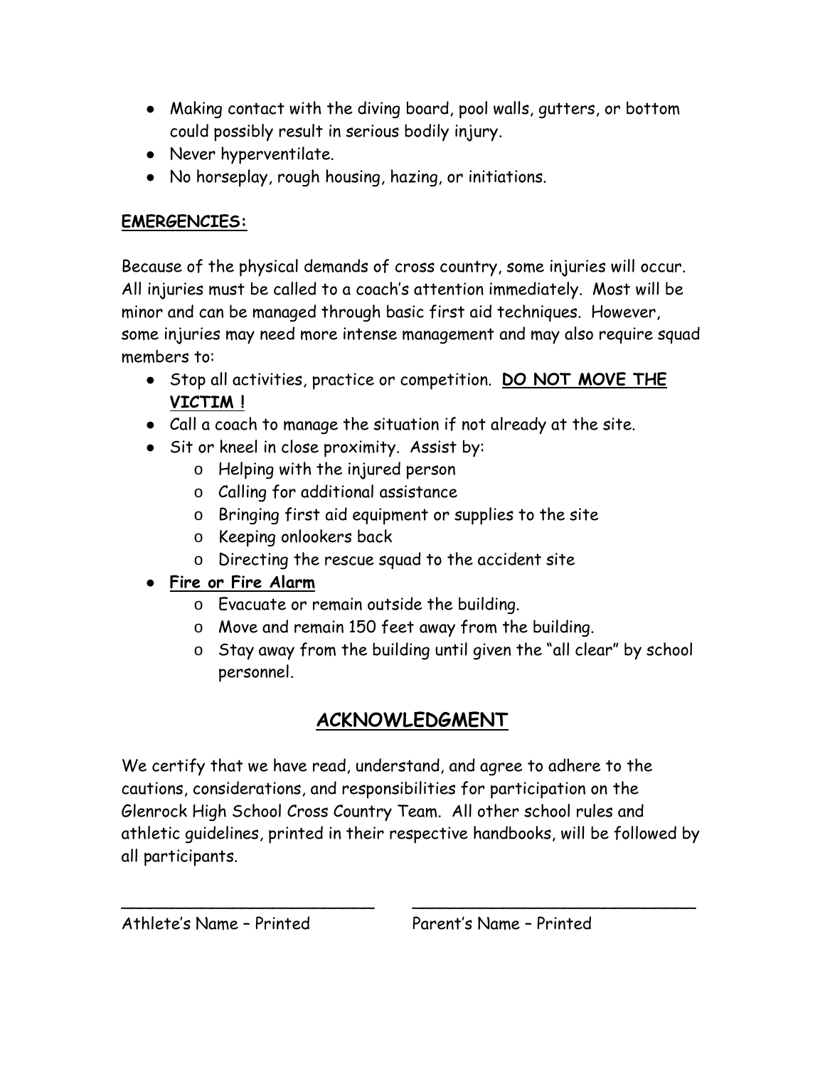- Making contact with the diving board, pool walls, gutters, or bottom could possibly result in serious bodily injury.
- Never hyperventilate.
- No horseplay, rough housing, hazing, or initiations.

**EMERGENCIES:**

Because of the physical demands of cross country, some injuries will occur. All injuries must be called to a coach's attention immediately. Most will be minor and can be managed through basic first aid techniques. However, some injuries may need more intense management and may also require squad members to:

- Stop all activities, practice or competition. **DO NOT MOVE THE VICTIM !**
- Call a coach to manage the situation if not already at the site.
- Sit or kneel in close proximity. Assist by:
    - Helping with the injured person
    - Calling for additional assistance
    - Bringing first aid equipment or supplies to the site
    - Keeping onlookers back
    - Directing the rescue squad to the accident site
- **Fire or Fire Alarm**
    - Evacuate or remain outside the building.
    - Move and remain 150 feet away from the building.
    - Stay away from the building until given the "all clear" by school personnel.

## ACKNOWLEDGMENT

We certify that we have read, understand, and agree to adhere to the cautions, considerations, and responsibilities for participation on the Glenrock High School Cross Country Team. All other school rules and athletic guidelines, printed in their respective handbooks, will be followed by all participants.

___________________________ ______________________________

Athlete's Name – Printed Parent's Name – Printed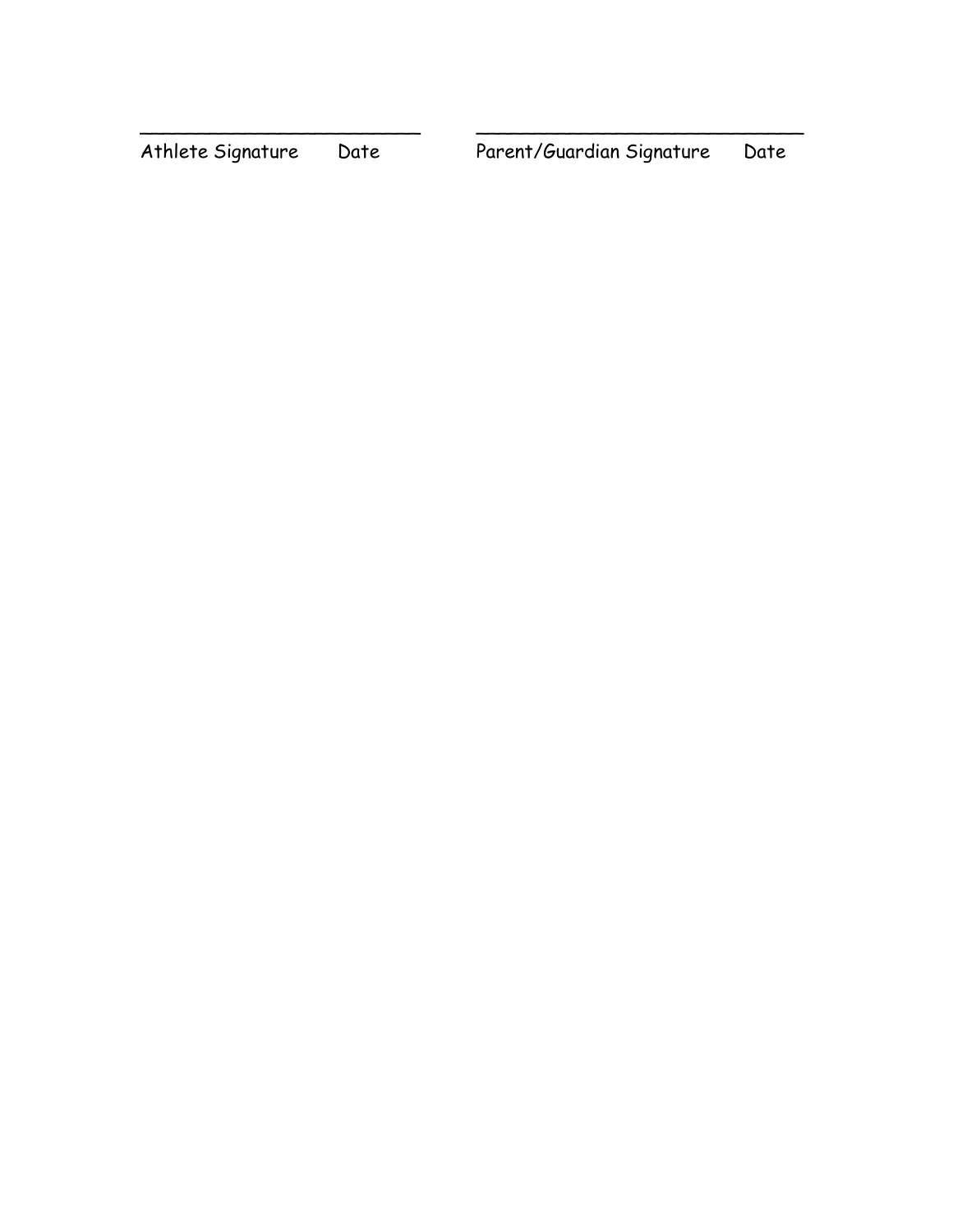_________________________ _____________________________

Athlete Signature Date Parent/Guardian Signature Date